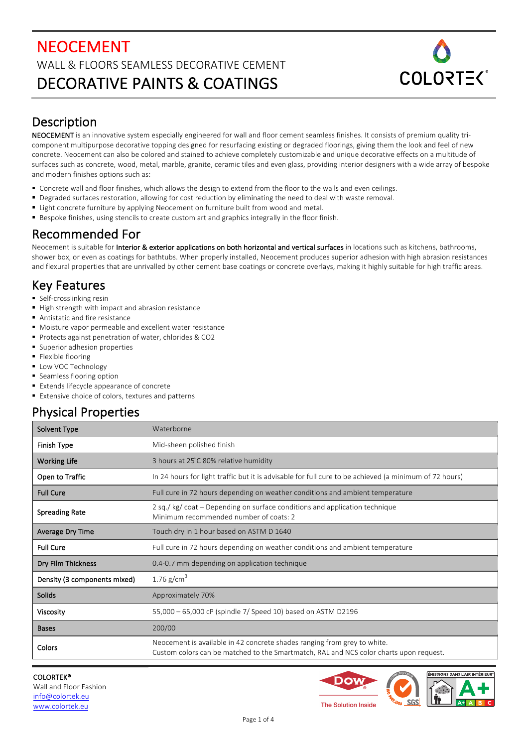# NEOCEMENT

WALL & FLOORS SEAMLESS DECORATIVE CEMENT

## DECORATIVE PAINTS & COATINGS

## Description

**NEOCEMENT** is an innovative system especially engineered for wall and floor cement seamless finishes. It consists of premium quality tri-component multipurpose decorative topping designed for resurfacing existing or degraded floorings, giving them the look and feel of new concrete. Neocement can also be colored and stained to achieve completely customizable and unique decorative effects on a multitude of surfaces such as concrete, wood, metal, marble, granite, ceramic tiles and even glass, providing interior designers with a wide array of bespoke and modern finishes options such as:

- Concrete wall and floor finishes, which allows the design to extend from the floor to the walls and even ceilings.
- Degraded surfaces restoration, allowing for cost reduction by eliminating the need to deal with waste removal.
- Light concrete furniture by applying Neocement on furniture built from wood and metal.
- Bespoke finishes, using stencils to create custom art and graphics integrally in the floor finish.

## Recommended For

Neocement is suitable for **Interior & exterior applications on both horizontal and vertical surfaces** in locations such as kitchens, bathrooms, shower box, or even as coatings for bathtubs. When properly installed, Neocement produces superior adhesion with high abrasion resistances and flexural properties that are unrivalled by other cement base coatings or concrete overlays, making it highly suitable for high traffic areas.

## Key Features

- Self-crosslinking resin
- High strength with impact and abrasion resistance
- Antistatic and fire resistance
- Moisture vapor permeable and excellent water resistance
- Protects against penetration of water, chlorides & CO2
- Superior adhesion properties
- Flexible flooring
- Low VOC Technology
- Seamless flooring option
- Extends lifecycle appearance of concrete
- Extensive choice of colors, textures and patterns

## Physical Properties

| Property | Value |
|---|---|
| Solvent Type | Waterborne |
| Finish Type | Mid-sheen polished finish |
| Working Life | 3 hours at 25°C 80% relative humidity |
| Open to Traffic | In 24 hours for light traffic but it is advisable for full cure to be achieved (a minimum of 72 hours) |
| Full Cure | Full cure in 72 hours depending on weather conditions and ambient temperature |
| Spreading Rate | 2 sq./ kg/ coat – Depending on surface conditions and application technique<br>Minimum recommended number of coats: 2 |
| Average Dry Time | Touch dry in 1 hour based on ASTM D 1640 |
| Full Cure | Full cure in 72 hours depending on weather conditions and ambient temperature |
| Dry Film Thickness | 0.4-0.7 mm depending on application technique |
| Density (3 components mixed) | 1.76 g/cm$^3$ |
| Solids | Approximately 70% |
| Viscosity | 55,000 – 65,000 cP (spindle 7/ Speed 10) based on ASTM D2196 |
| Bases | 200/00 |
| Colors | Neocement is available in 42 concrete shades ranging from grey to white.<br>Custom colors can be matched to the Smartmatch, RAL and NCS color charts upon request. |

**COLORTEK®**
Wall and Floor Fashion
info@colortek.eu
www.colortek.eu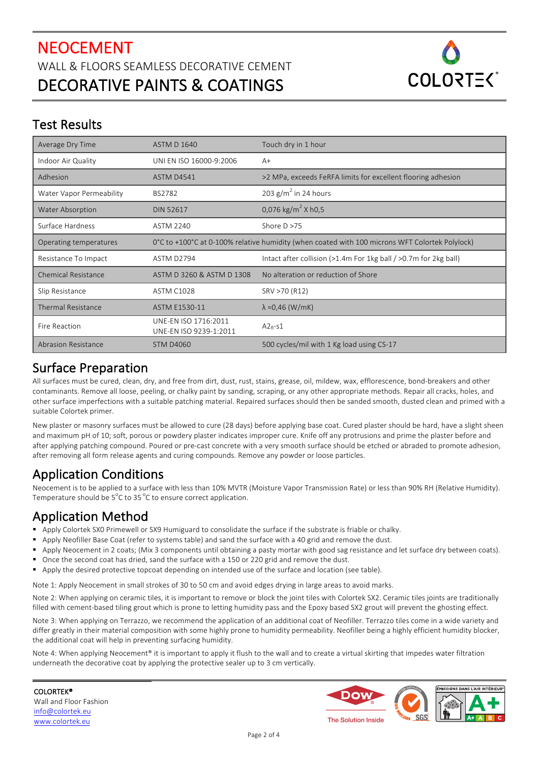# NEOCEMENT

WALL & FLOORS SEAMLESS DECORATIVE CEMENT

DECORATIVE PAINTS & COATINGS

## Test Results

| | | |
|---|---|---|
| Average Dry Time | ASTM D 1640 | Touch dry in 1 hour |
| Indoor Air Quality | UNI EN ISO 16000-9:2006 | A+ |
| Adhesion | ASTM D4541 | >2 MPa, exceeds FeRFA limits for excellent flooring adhesion |
| Water Vapor Permeability | BS2782 | 203 $g/m^2$ in 24 hours |
| Water Absorption | DIN 52617 | 0,076 $kg/m^2$ X h0,5 |
| Surface Hardness | ASTM 2240 | Shore D >75 |
| Operating temperatures | 0°C to +100°C at 0-100% relative humidity (when coated with 100 microns WFT Colortek Polylock) | |
| Resistance To Impact | ASTM D2794 | Intact after collision (>1.4m For 1kg ball / >0.7m for 2kg ball) |
| Chemical Resistance | ASTM D 3260 & ASTM D 1308 | No alteration or reduction of Shore |
| Slip Resistance | ASTM C1028 | SRV >70 (R12) |
| Thermal Resistance | ASTM E1530-11 | $\lambda$ =0,46 (W/mK) |
| Fire Reaction | UNE-EN ISO 1716:2011<br>UNE-EN ISO 9239-1:2011 | $A2_{fl}$-s1 |
| Abrasion Resistance | STM D4060 | 500 cycles/mil with 1 Kg load using CS-17 |

## Surface Preparation

All surfaces must be cured, clean, dry, and free from dirt, dust, rust, stains, grease, oil, mildew, wax, efflorescence, bond-breakers and other contaminants. Remove all loose, peeling, or chalky paint by sanding, scraping, or any other appropriate methods. Repair all cracks, holes, and other surface imperfections with a suitable patching material. Repaired surfaces should then be sanded smooth, dusted clean and primed with a suitable Colortek primer.

New plaster or masonry surfaces must be allowed to cure (28 days) before applying base coat. Cured plaster should be hard, have a slight sheen and maximum pH of 10; soft, porous or powdery plaster indicates improper cure. Knife off any protrusions and prime the plaster before and after applying patching compound. Poured or pre-cast concrete with a very smooth surface should be etched or abraded to promote adhesion, after removing all form release agents and curing compounds. Remove any powder or loose particles.

## Application Conditions

Neocement is to be applied to a surface with less than 10% MVTR (Moisture Vapor Transmission Rate) or less than 90% RH (Relative Humidity). Temperature should be 5°C to 35°C to ensure correct application.

## Application Method

- Apply Colortek SX0 Primewell or SX9 Humiguard to consolidate the surface if the substrate is friable or chalky.
- Apply Neofiller Base Coat (refer to systems table) and sand the surface with a 40 grid and remove the dust.
- Apply Neocement in 2 coats; (Mix 3 components until obtaining a pasty mortar with good sag resistance and let surface dry between coats).
- Once the second coat has dried, sand the surface with a 150 or 220 grid and remove the dust.
- Apply the desired protective topcoat depending on intended use of the surface and location (see table).

Note 1: Apply Neocement in small strokes of 30 to 50 cm and avoid edges drying in large areas to avoid marks.

Note 2: When applying on ceramic tiles, it is important to remove or block the joint tiles with Colortek SX2. Ceramic tiles joints are traditionally filled with cement-based tiling grout which is prone to letting humidity pass and the Epoxy based SX2 grout will prevent the ghosting effect.

Note 3: When applying on Terrazzo, we recommend the application of an additional coat of Neofiller. Terrazzo tiles come in a wide variety and differ greatly in their material composition with some highly prone to humidity permeability. Neofiller being a highly efficient humidity blocker, the additional coat will help in preventing surfacing humidity.

Note 4: When applying Neocement® it is important to apply it flush to the wall and to create a virtual skirting that impedes water filtration underneath the decorative coat by applying the protective sealer up to 3 cm vertically.

**COLORTEK®**
Wall and Floor Fashion
info@colortek.eu
www.colortek.eu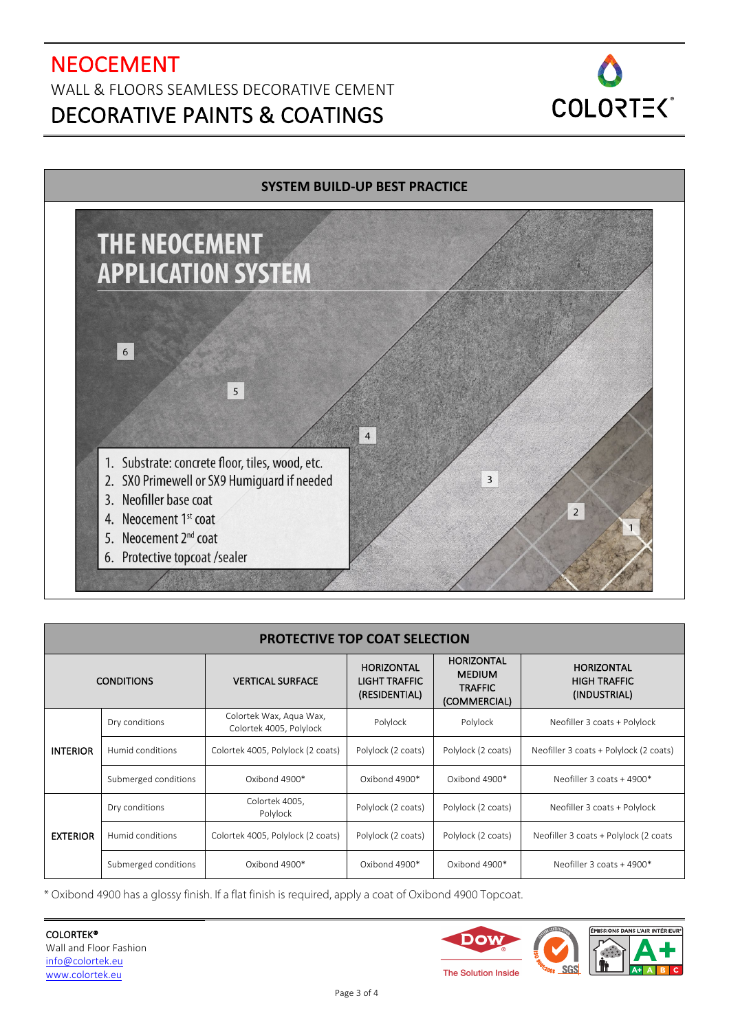# NEOCEMENT

WALL & FLOORS SEAMLESS DECORATIVE CEMENT

## DECORATIVE PAINTS & COATINGS

### SYSTEM BUILD-UP BEST PRACTICE

**THE NEOCEMENT APPLICATION SYSTEM**

1. Substrate: concrete floor, tiles, wood, etc.
2. SX0 Primewell or SX9 Humiguard if needed
3. Neofiller base coat
4. Neocement 1st coat
5. Neocement 2nd coat
6. Protective topcoat /sealer

### PROTECTIVE TOP COAT SELECTION

| CONDITIONS | | VERTICAL SURFACE | HORIZONTAL LIGHT TRAFFIC (RESIDENTIAL) | HORIZONTAL MEDIUM TRAFFIC (COMMERCIAL) | HORIZONTAL HIGH TRAFFIC (INDUSTRIAL) |
|---|---|---|---|---|---|
| **INTERIOR** | Dry conditions | Colortek Wax, Aqua Wax, Colortek 4005, Polylock | Polylock | Polylock | Neofiller 3 coats + Polylock |
| | Humid conditions | Colortek 4005, Polylock (2 coats) | Polylock (2 coats) | Polylock (2 coats) | Neofiller 3 coats + Polylock (2 coats) |
| | Submerged conditions | Oxibond 4900* | Oxibond 4900* | Oxibond 4900* | Neofiller 3 coats + 4900* |
| **EXTERIOR** | Dry conditions | Colortek 4005, Polylock | Polylock (2 coats) | Polylock (2 coats) | Neofiller 3 coats + Polylock |
| | Humid conditions | Colortek 4005, Polylock (2 coats) | Polylock (2 coats) | Polylock (2 coats) | Neofiller 3 coats + Polylock (2 coats |
| | Submerged conditions | Oxibond 4900* | Oxibond 4900* | Oxibond 4900* | Neofiller 3 coats + 4900* |

* Oxibond 4900 has a glossy finish. If a flat finish is required, apply a coat of Oxibond 4900 Topcoat.

**COLORTEK®**
Wall and Floor Fashion
info@colortek.eu
www.colortek.eu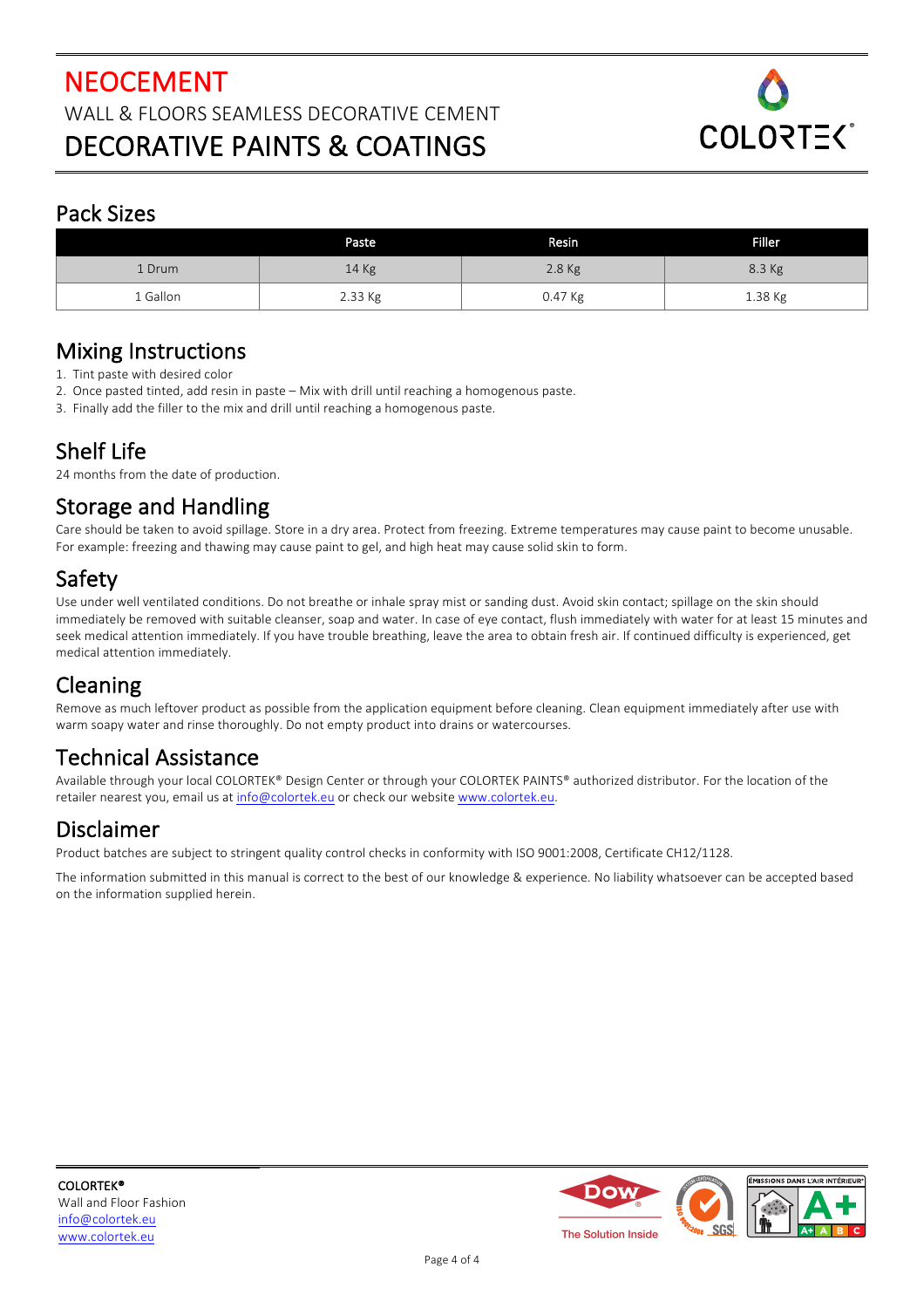# NEOCEMENT

WALL & FLOORS SEAMLESS DECORATIVE CEMENT

DECORATIVE PAINTS & COATINGS

## Pack Sizes

| | Paste | Resin | Filler |
|---|---|---|---|
| 1 Drum | 14 Kg | 2.8 Kg | 8.3 Kg |
| 1 Gallon | 2.33 Kg | 0.47 Kg | 1.38 Kg |

## Mixing Instructions

1. Tint paste with desired color
2. Once pasted tinted, add resin in paste – Mix with drill until reaching a homogenous paste.
3. Finally add the filler to the mix and drill until reaching a homogenous paste.

## Shelf Life

24 months from the date of production.

## Storage and Handling

Care should be taken to avoid spillage. Store in a dry area. Protect from freezing. Extreme temperatures may cause paint to become unusable. For example: freezing and thawing may cause paint to gel, and high heat may cause solid skin to form.

## Safety

Use under well ventilated conditions. Do not breathe or inhale spray mist or sanding dust. Avoid skin contact; spillage on the skin should immediately be removed with suitable cleanser, soap and water. In case of eye contact, flush immediately with water for at least 15 minutes and seek medical attention immediately. If you have trouble breathing, leave the area to obtain fresh air. If continued difficulty is experienced, get medical attention immediately.

## Cleaning

Remove as much leftover product as possible from the application equipment before cleaning. Clean equipment immediately after use with warm soapy water and rinse thoroughly. Do not empty product into drains or watercourses.

## Technical Assistance

Available through your local COLORTEK® Design Center or through your COLORTEK PAINTS® authorized distributor. For the location of the retailer nearest you, email us at info@colortek.eu or check our website www.colortek.eu.

## Disclaimer

Product batches are subject to stringent quality control checks in conformity with ISO 9001:2008, Certificate CH12/1128.

The information submitted in this manual is correct to the best of our knowledge & experience. No liability whatsoever can be accepted based on the information supplied herein.

**COLORTEK®**
Wall and Floor Fashion
info@colortek.eu
www.colortek.eu